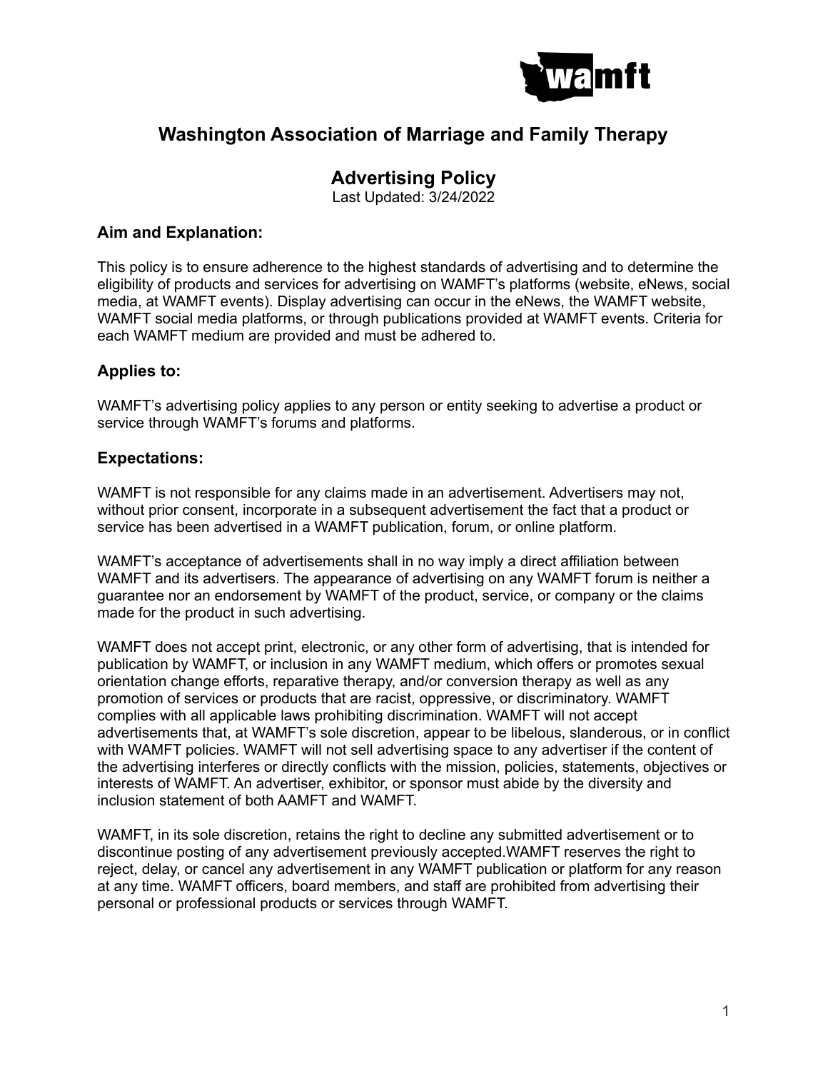# Washington Association of Marriage and Family Therapy

## Advertising Policy

Last Updated: 3/24/2022

### Aim and Explanation:

This policy is to ensure adherence to the highest standards of advertising and to determine the eligibility of products and services for advertising on WAMFT's platforms (website, eNews, social media, at WAMFT events). Display advertising can occur in the eNews, the WAMFT website, WAMFT social media platforms, or through publications provided at WAMFT events. Criteria for each WAMFT medium are provided and must be adhered to.

### Applies to:

WAMFT's advertising policy applies to any person or entity seeking to advertise a product or service through WAMFT's forums and platforms.

### Expectations:

WAMFT is not responsible for any claims made in an advertisement. Advertisers may not, without prior consent, incorporate in a subsequent advertisement the fact that a product or service has been advertised in a WAMFT publication, forum, or online platform.

WAMFT's acceptance of advertisements shall in no way imply a direct affiliation between WAMFT and its advertisers. The appearance of advertising on any WAMFT forum is neither a guarantee nor an endorsement by WAMFT of the product, service, or company or the claims made for the product in such advertising.

WAMFT does not accept print, electronic, or any other form of advertising, that is intended for publication by WAMFT, or inclusion in any WAMFT medium, which offers or promotes sexual orientation change efforts, reparative therapy, and/or conversion therapy as well as any promotion of services or products that are racist, oppressive, or discriminatory. WAMFT complies with all applicable laws prohibiting discrimination. WAMFT will not accept advertisements that, at WAMFT's sole discretion, appear to be libelous, slanderous, or in conflict with WAMFT policies. WAMFT will not sell advertising space to any advertiser if the content of the advertising interferes or directly conflicts with the mission, policies, statements, objectives or interests of WAMFT. An advertiser, exhibitor, or sponsor must abide by the diversity and inclusion statement of both AAMFT and WAMFT.

WAMFT, in its sole discretion, retains the right to decline any submitted advertisement or to discontinue posting of any advertisement previously accepted.WAMFT reserves the right to reject, delay, or cancel any advertisement in any WAMFT publication or platform for any reason at any time. WAMFT officers, board members, and staff are prohibited from advertising their personal or professional products or services through WAMFT.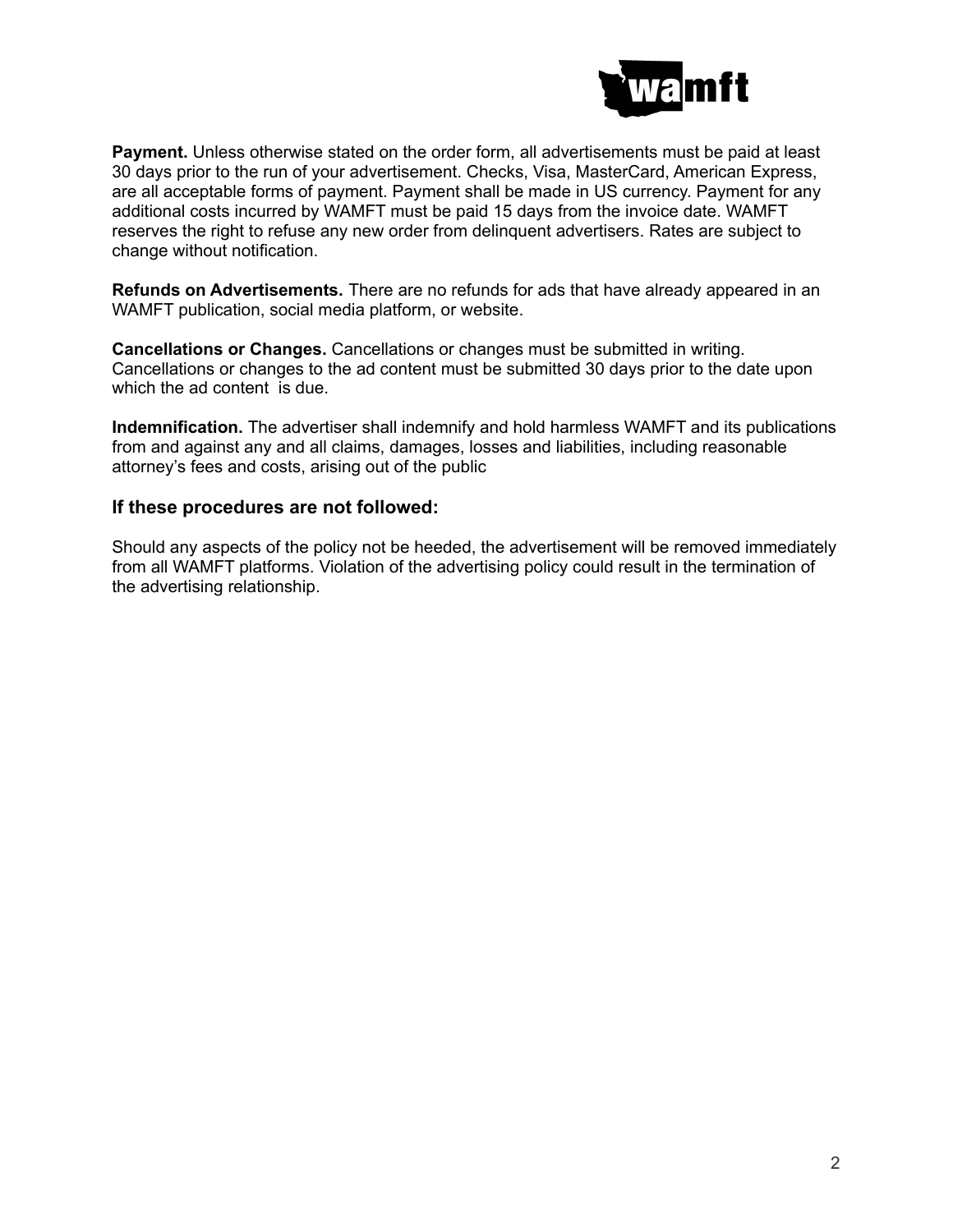**Payment.** Unless otherwise stated on the order form, all advertisements must be paid at least 30 days prior to the run of your advertisement. Checks, Visa, MasterCard, American Express, are all acceptable forms of payment. Payment shall be made in US currency. Payment for any additional costs incurred by WAMFT must be paid 15 days from the invoice date. WAMFT reserves the right to refuse any new order from delinquent advertisers. Rates are subject to change without notification.

**Refunds on Advertisements.** There are no refunds for ads that have already appeared in an WAMFT publication, social media platform, or website.

**Cancellations or Changes.** Cancellations or changes must be submitted in writing. Cancellations or changes to the ad content must be submitted 30 days prior to the date upon which the ad content is due.

**Indemnification.** The advertiser shall indemnify and hold harmless WAMFT and its publications from and against any and all claims, damages, losses and liabilities, including reasonable attorney's fees and costs, arising out of the public

### If these procedures are not followed:

Should any aspects of the policy not be heeded, the advertisement will be removed immediately from all WAMFT platforms. Violation of the advertising policy could result in the termination of the advertising relationship.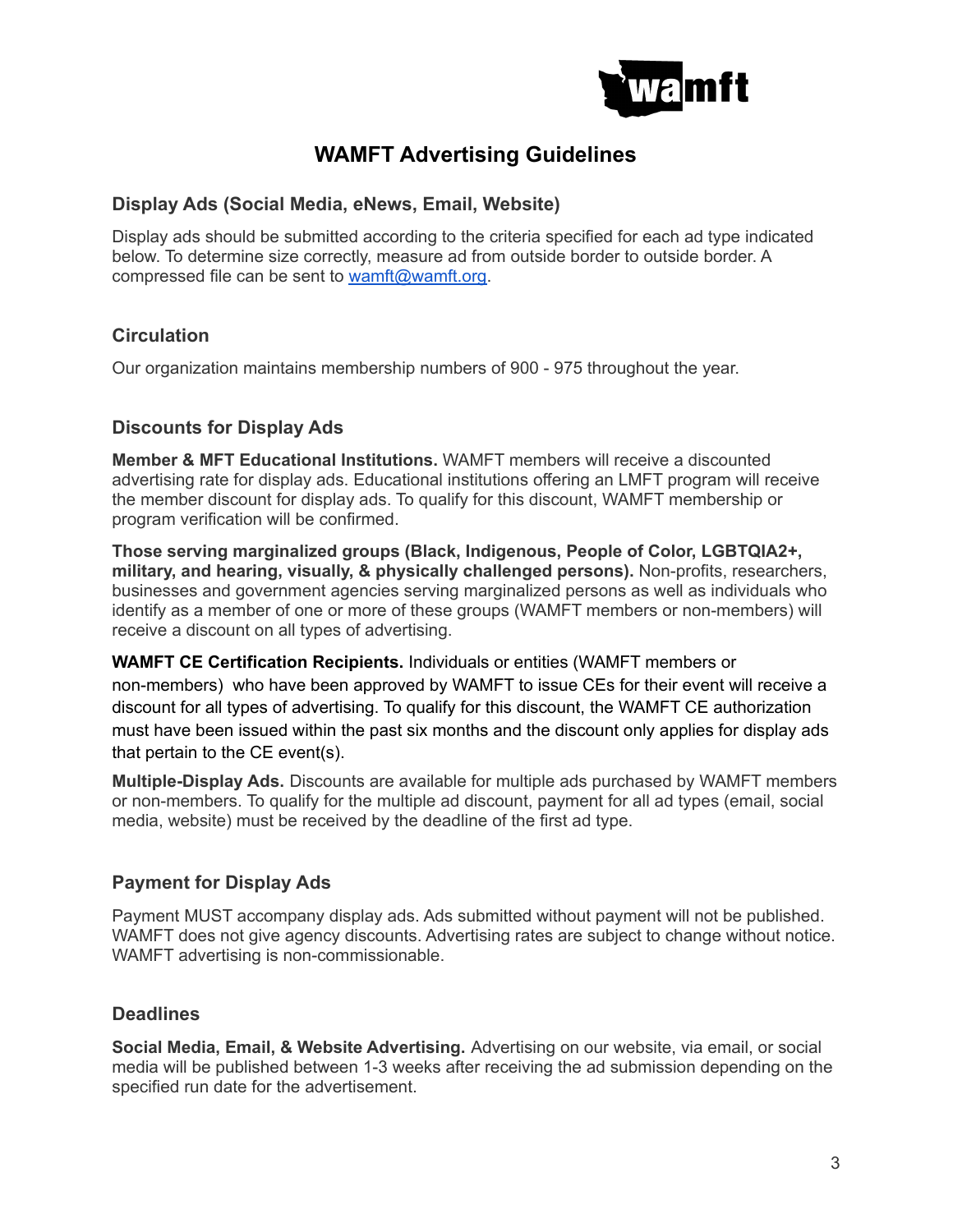# WAMFT Advertising Guidelines

## Display Ads (Social Media, eNews, Email, Website)

Display ads should be submitted according to the criteria specified for each ad type indicated below. To determine size correctly, measure ad from outside border to outside border. A compressed file can be sent to wamft@wamft.org.

## Circulation

Our organization maintains membership numbers of 900 - 975 throughout the year.

## Discounts for Display Ads

**Member & MFT Educational Institutions.** WAMFT members will receive a discounted advertising rate for display ads. Educational institutions offering an LMFT program will receive the member discount for display ads. To qualify for this discount, WAMFT membership or program verification will be confirmed.

**Those serving marginalized groups (Black, Indigenous, People of Color, LGBTQIA2+, military, and hearing, visually, & physically challenged persons).** Non-profits, researchers, businesses and government agencies serving marginalized persons as well as individuals who identify as a member of one or more of these groups (WAMFT members or non-members) will receive a discount on all types of advertising.

**WAMFT CE Certification Recipients.** Individuals or entities (WAMFT members or non-members) who have been approved by WAMFT to issue CEs for their event will receive a discount for all types of advertising. To qualify for this discount, the WAMFT CE authorization must have been issued within the past six months and the discount only applies for display ads that pertain to the CE event(s).

**Multiple-Display Ads.** Discounts are available for multiple ads purchased by WAMFT members or non-members. To qualify for the multiple ad discount, payment for all ad types (email, social media, website) must be received by the deadline of the first ad type.

## Payment for Display Ads

Payment MUST accompany display ads. Ads submitted without payment will not be published. WAMFT does not give agency discounts. Advertising rates are subject to change without notice. WAMFT advertising is non-commissionable.

## Deadlines

**Social Media, Email, & Website Advertising.** Advertising on our website, via email, or social media will be published between 1-3 weeks after receiving the ad submission depending on the specified run date for the advertisement.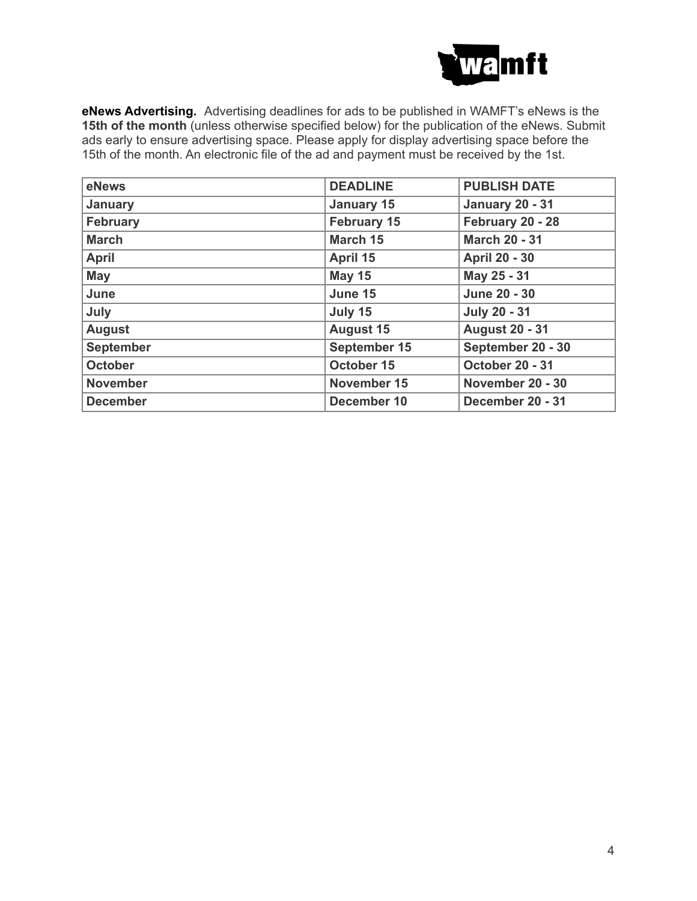**eNews Advertising.** Advertising deadlines for ads to be published in WAMFT's eNews is the **15th of the month** (unless otherwise specified below) for the publication of the eNews. Submit ads early to ensure advertising space. Please apply for display advertising space before the 15th of the month. An electronic file of the ad and payment must be received by the 1st.

| eNews | DEADLINE | PUBLISH DATE |
|---|---|---|
| January | January 15 | January 20 - 31 |
| February | February 15 | February 20 - 28 |
| March | March 15 | March 20 - 31 |
| April | April 15 | April 20 - 30 |
| May | May 15 | May 25 - 31 |
| June | June 15 | June 20 - 30 |
| July | July 15 | July 20 - 31 |
| August | August 15 | August 20 - 31 |
| September | September 15 | September 20 - 30 |
| October | October 15 | October 20 - 31 |
| November | November 15 | November 20 - 30 |
| December | December 10 | December 20 - 31 |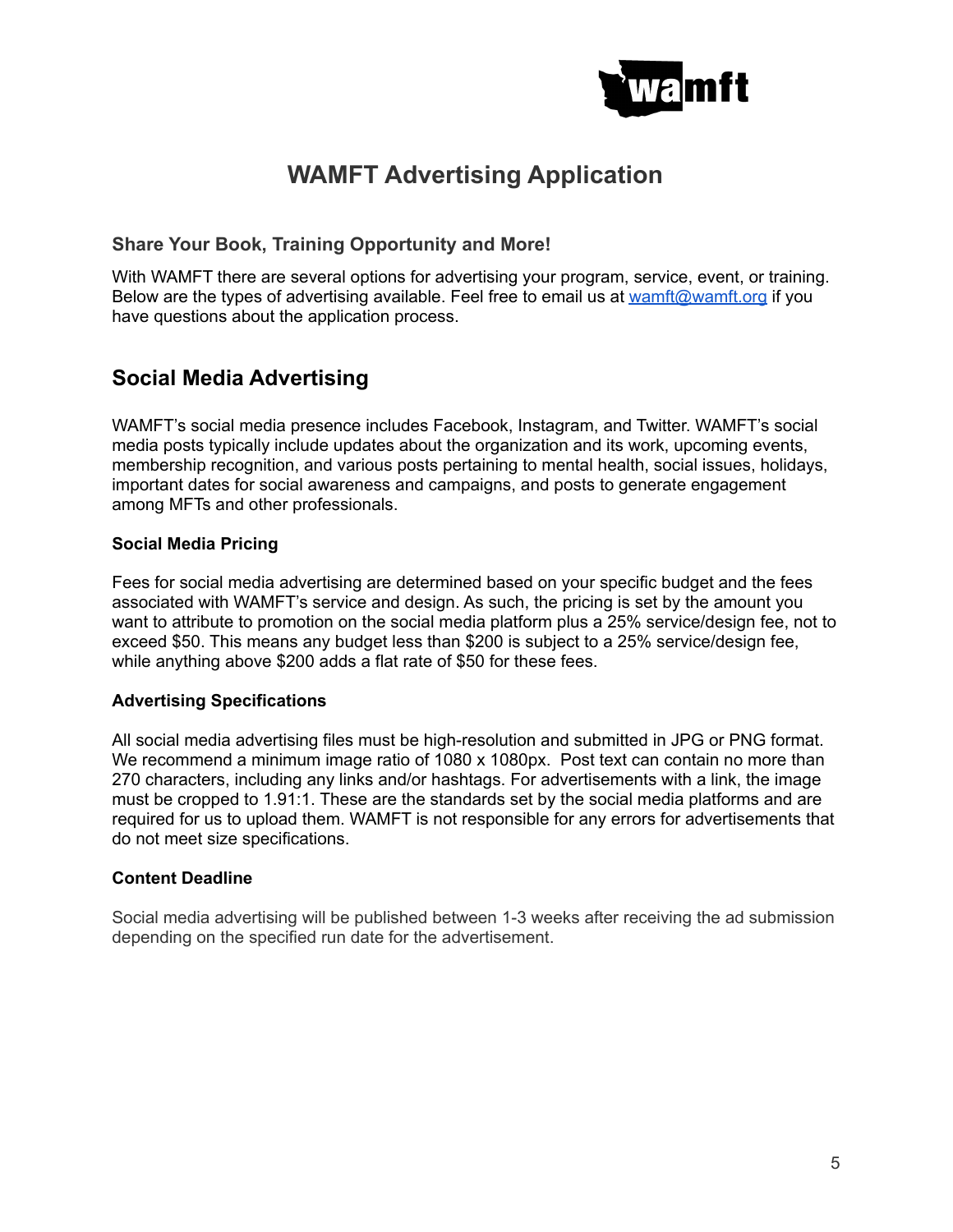# WAMFT Advertising Application

### Share Your Book, Training Opportunity and More!

With WAMFT there are several options for advertising your program, service, event, or training. Below are the types of advertising available. Feel free to email us at [wamft@wamft.org](mailto:wamft@wamft.org) if you have questions about the application process.

## Social Media Advertising

WAMFT's social media presence includes Facebook, Instagram, and Twitter. WAMFT's social media posts typically include updates about the organization and its work, upcoming events, membership recognition, and various posts pertaining to mental health, social issues, holidays, important dates for social awareness and campaigns, and posts to generate engagement among MFTs and other professionals.

#### Social Media Pricing

Fees for social media advertising are determined based on your specific budget and the fees associated with WAMFT's service and design. As such, the pricing is set by the amount you want to attribute to promotion on the social media platform plus a 25% service/design fee, not to exceed $50. This means any budget less than $200 is subject to a 25% service/design fee, while anything above $200 adds a flat rate of $50 for these fees.

#### Advertising Specifications

All social media advertising files must be high-resolution and submitted in JPG or PNG format. We recommend a minimum image ratio of 1080 x 1080px. Post text can contain no more than 270 characters, including any links and/or hashtags. For advertisements with a link, the image must be cropped to 1.91:1. These are the standards set by the social media platforms and are required for us to upload them. WAMFT is not responsible for any errors for advertisements that do not meet size specifications.

#### Content Deadline

Social media advertising will be published between 1-3 weeks after receiving the ad submission depending on the specified run date for the advertisement.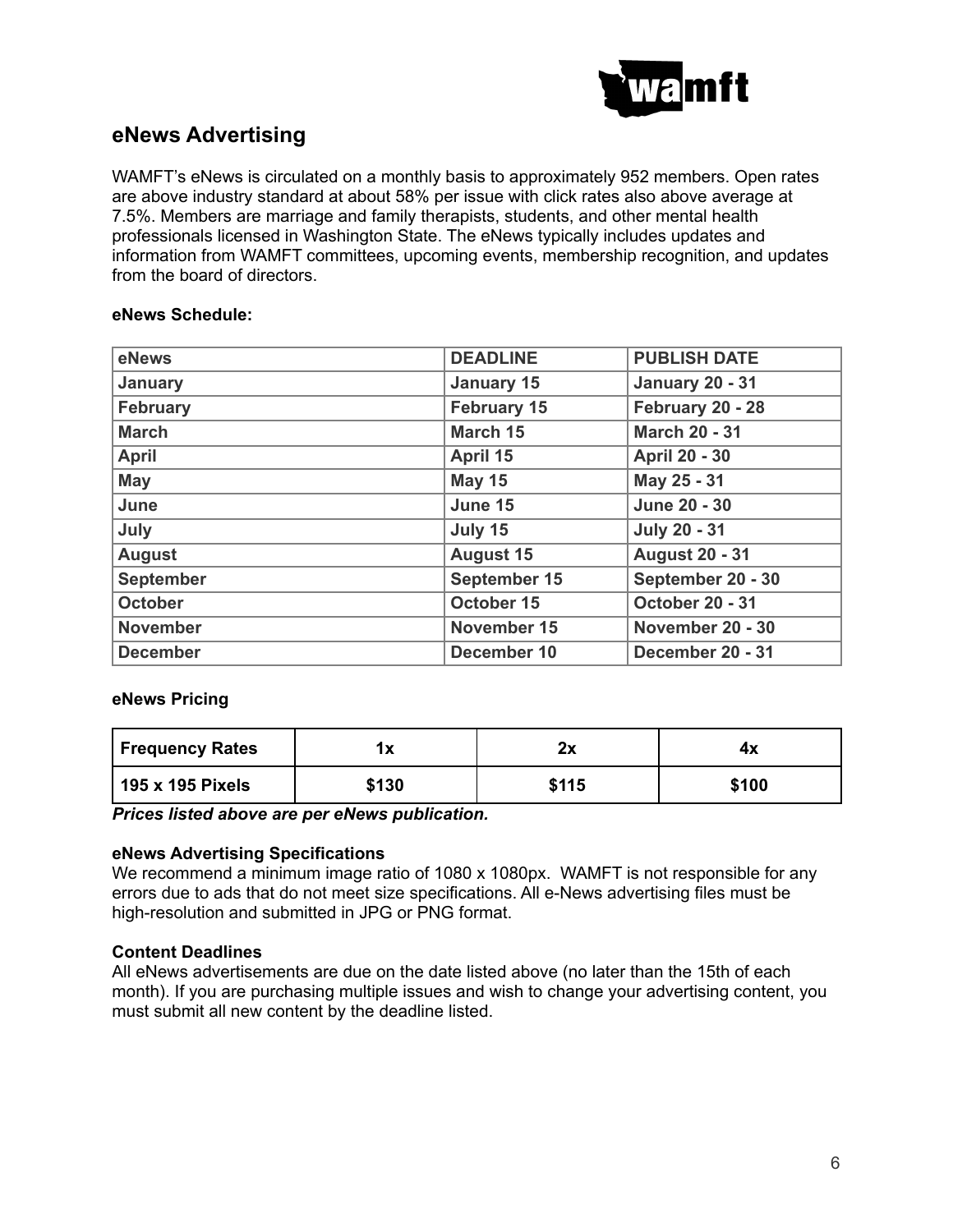## eNews Advertising

WAMFT's eNews is circulated on a monthly basis to approximately 952 members. Open rates are above industry standard at about 58% per issue with click rates also above average at 7.5%. Members are marriage and family therapists, students, and other mental health professionals licensed in Washington State. The eNews typically includes updates and information from WAMFT committees, upcoming events, membership recognition, and updates from the board of directors.

**eNews Schedule:**

| eNews | DEADLINE | PUBLISH DATE |
|---|---|---|
| January | January 15 | January 20 - 31 |
| February | February 15 | February 20 - 28 |
| March | March 15 | March 20 - 31 |
| April | April 15 | April 20 - 30 |
| May | May 15 | May 25 - 31 |
| June | June 15 | June 20 - 30 |
| July | July 15 | July 20 - 31 |
| August | August 15 | August 20 - 31 |
| September | September 15 | September 20 - 30 |
| October | October 15 | October 20 - 31 |
| November | November 15 | November 20 - 30 |
| December | December 10 | December 20 - 31 |

**eNews Pricing**

| Frequency Rates | 1x | 2x | 4x |
|---|---|---|---|
| 195 x 195 Pixels | $130 | $115 | $100 |

***Prices listed above are per eNews publication.***

**eNews Advertising Specifications**
We recommend a minimum image ratio of 1080 x 1080px. WAMFT is not responsible for any errors due to ads that do not meet size specifications. All e-News advertising files must be high-resolution and submitted in JPG or PNG format.

**Content Deadlines**
All eNews advertisements are due on the date listed above (no later than the 15th of each month). If you are purchasing multiple issues and wish to change your advertising content, you must submit all new content by the deadline listed.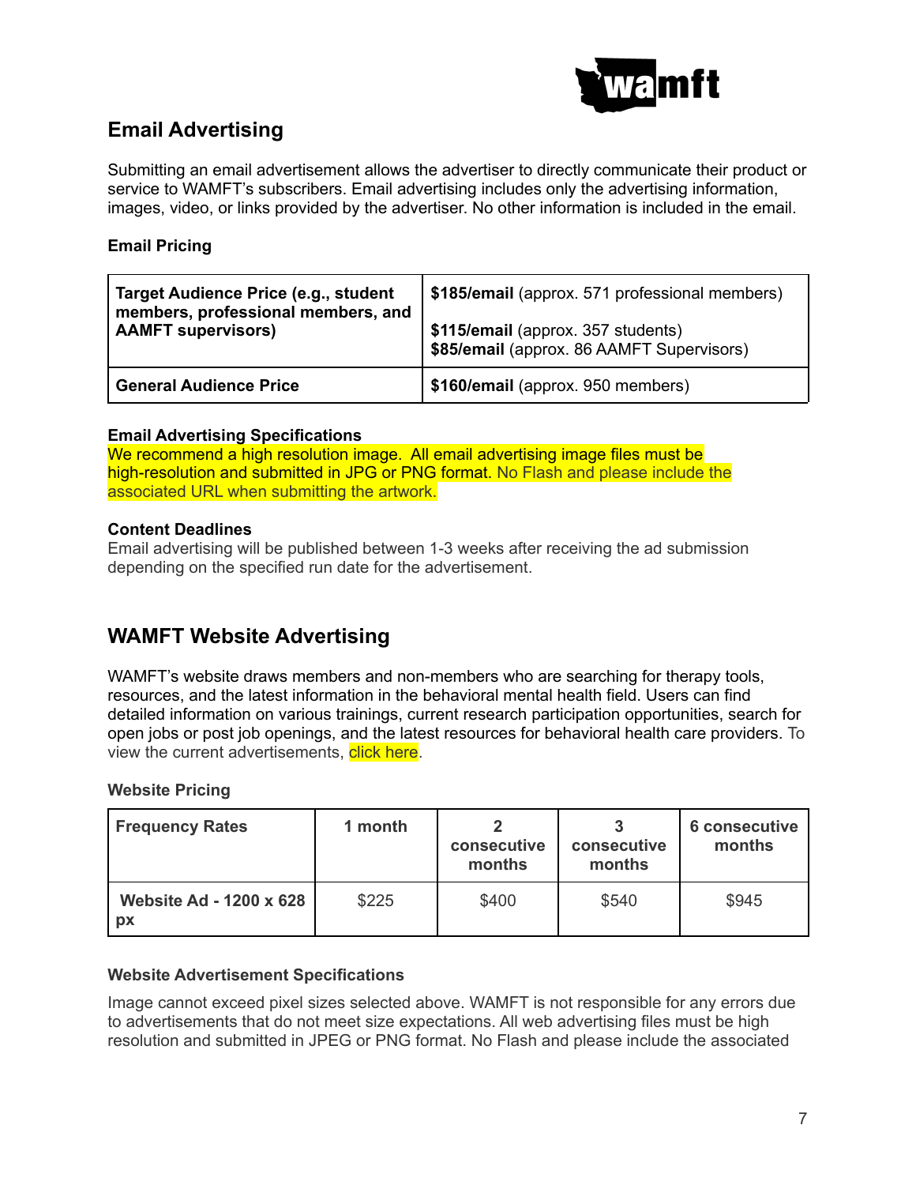## Email Advertising

Submitting an email advertisement allows the advertiser to directly communicate their product or service to WAMFT's subscribers. Email advertising includes only the advertising information, images, video, or links provided by the advertiser. No other information is included in the email.

### Email Pricing

| | |
|---|---|
| **Target Audience Price (e.g., student members, professional members, and AAMFT supervisors)** | **$185/email** (approx. 571 professional members)<br><br>**$115/email** (approx. 357 students)<br>**$85/email** (approx. 86 AAMFT Supervisors) |
| **General Audience Price** | **$160/email** (approx. 950 members) |

**Email Advertising Specifications**
We recommend a high resolution image. All email advertising image files must be high-resolution and submitted in JPG or PNG format. No Flash and please include the associated URL when submitting the artwork.

**Content Deadlines**
Email advertising will be published between 1-3 weeks after receiving the ad submission depending on the specified run date for the advertisement.

## WAMFT Website Advertising

WAMFT's website draws members and non-members who are searching for therapy tools, resources, and the latest information in the behavioral mental health field. Users can find detailed information on various trainings, current research participation opportunities, search for open jobs or post job openings, and the latest resources for behavioral health care providers. To view the current advertisements, click here.

### Website Pricing

| Frequency Rates | 1 month | 2 consecutive months | 3 consecutive months | 6 consecutive months |
|---|---|---|---|---|
| **Website Ad - 1200 x 628 px** | $225 | $400 | $540 | $945 |

**Website Advertisement Specifications**

Image cannot exceed pixel sizes selected above. WAMFT is not responsible for any errors due to advertisements that do not meet size expectations. All web advertising files must be high resolution and submitted in JPEG or PNG format. No Flash and please include the associated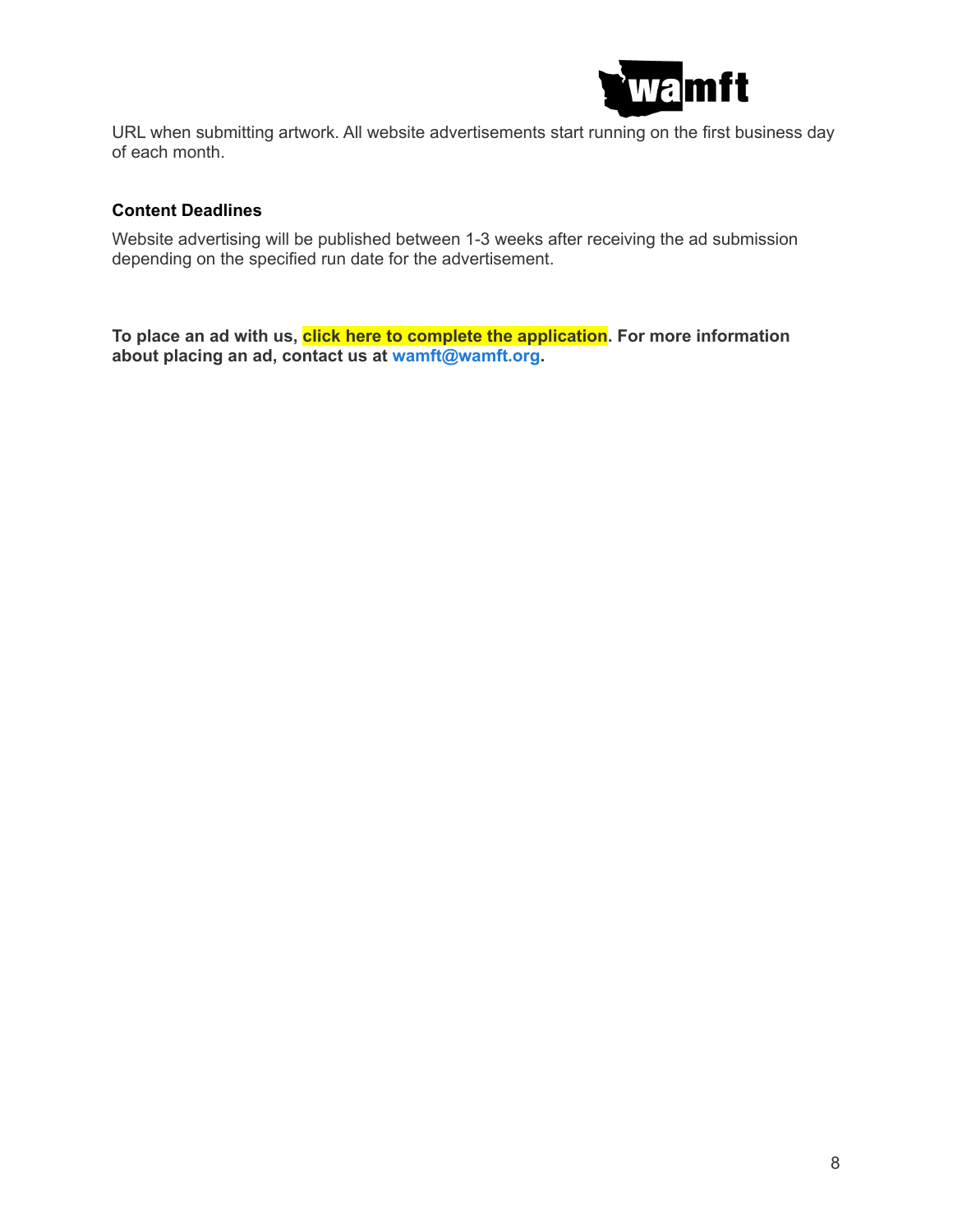URL when submitting artwork. All website advertisements start running on the first business day of each month.

### Content Deadlines

Website advertising will be published between 1-3 weeks after receiving the ad submission depending on the specified run date for the advertisement.

**To place an ad with us, click here to complete the application. For more information about placing an ad, contact us at wamft@wamft.org.**